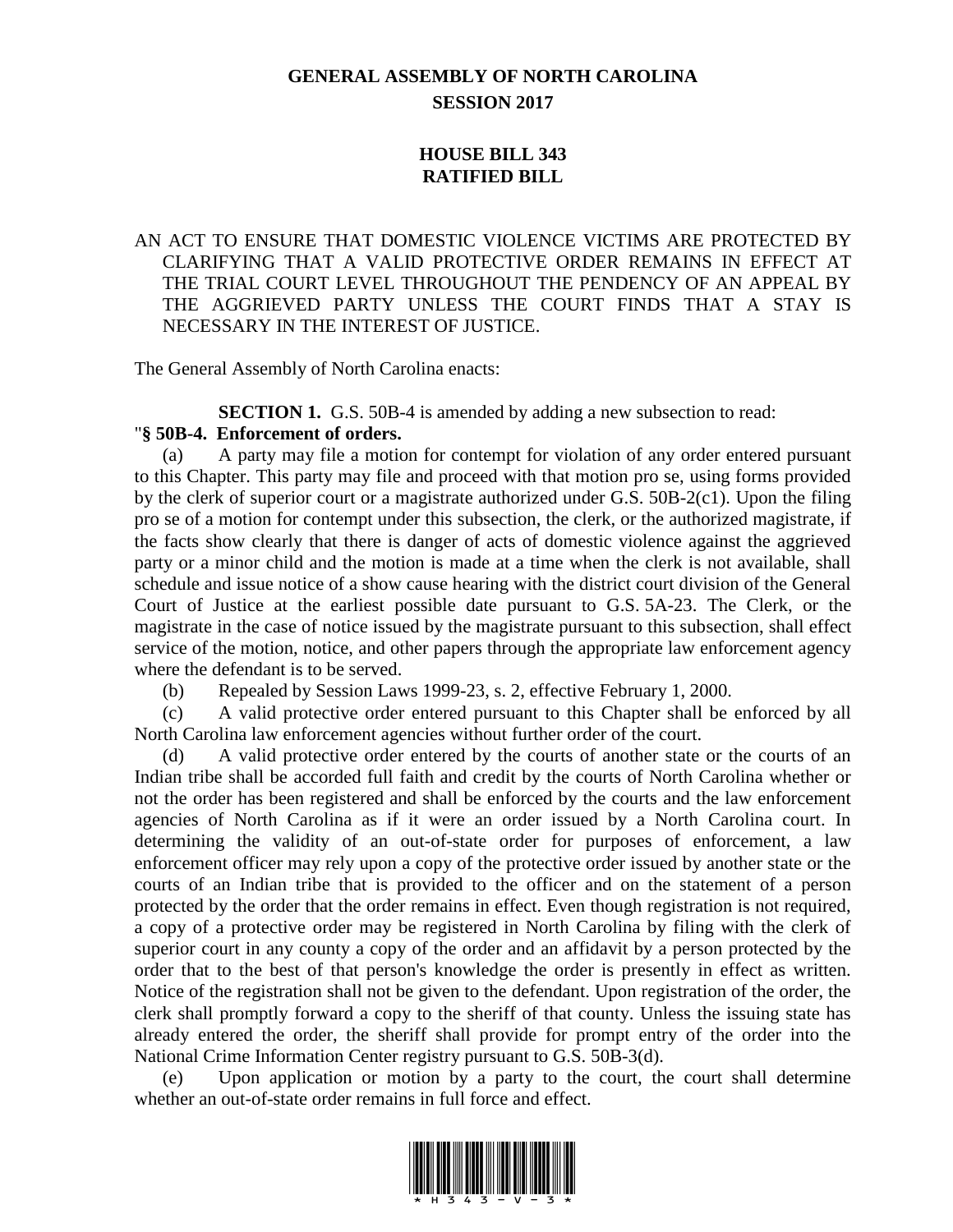# GENERAL ASSEMBLY OF NORTH CAROLINA
## SESSION 2017

## HOUSE BILL 343
## RATIFIED BILL

AN ACT TO ENSURE THAT DOMESTIC VIOLENCE VICTIMS ARE PROTECTED BY CLARIFYING THAT A VALID PROTECTIVE ORDER REMAINS IN EFFECT AT THE TRIAL COURT LEVEL THROUGHOUT THE PENDENCY OF AN APPEAL BY THE AGGRIEVED PARTY UNLESS THE COURT FINDS THAT A STAY IS NECESSARY IN THE INTEREST OF JUSTICE.

The General Assembly of North Carolina enacts:

**SECTION 1.** G.S. 50B-4 is amended by adding a new subsection to read:

"**§ 50B-4. Enforcement of orders.**

(a) A party may file a motion for contempt for violation of any order entered pursuant to this Chapter. This party may file and proceed with that motion pro se, using forms provided by the clerk of superior court or a magistrate authorized under G.S. 50B-2(c1). Upon the filing pro se of a motion for contempt under this subsection, the clerk, or the authorized magistrate, if the facts show clearly that there is danger of acts of domestic violence against the aggrieved party or a minor child and the motion is made at a time when the clerk is not available, shall schedule and issue notice of a show cause hearing with the district court division of the General Court of Justice at the earliest possible date pursuant to G.S. 5A-23. The Clerk, or the magistrate in the case of notice issued by the magistrate pursuant to this subsection, shall effect service of the motion, notice, and other papers through the appropriate law enforcement agency where the defendant is to be served.

(b) Repealed by Session Laws 1999-23, s. 2, effective February 1, 2000.

(c) A valid protective order entered pursuant to this Chapter shall be enforced by all North Carolina law enforcement agencies without further order of the court.

(d) A valid protective order entered by the courts of another state or the courts of an Indian tribe shall be accorded full faith and credit by the courts of North Carolina whether or not the order has been registered and shall be enforced by the courts and the law enforcement agencies of North Carolina as if it were an order issued by a North Carolina court. In determining the validity of an out-of-state order for purposes of enforcement, a law enforcement officer may rely upon a copy of the protective order issued by another state or the courts of an Indian tribe that is provided to the officer and on the statement of a person protected by the order that the order remains in effect. Even though registration is not required, a copy of a protective order may be registered in North Carolina by filing with the clerk of superior court in any county a copy of the order and an affidavit by a person protected by the order that to the best of that person's knowledge the order is presently in effect as written. Notice of the registration shall not be given to the defendant. Upon registration of the order, the clerk shall promptly forward a copy to the sheriff of that county. Unless the issuing state has already entered the order, the sheriff shall provide for prompt entry of the order into the National Crime Information Center registry pursuant to G.S. 50B-3(d).

(e) Upon application or motion by a party to the court, the court shall determine whether an out-of-state order remains in full force and effect.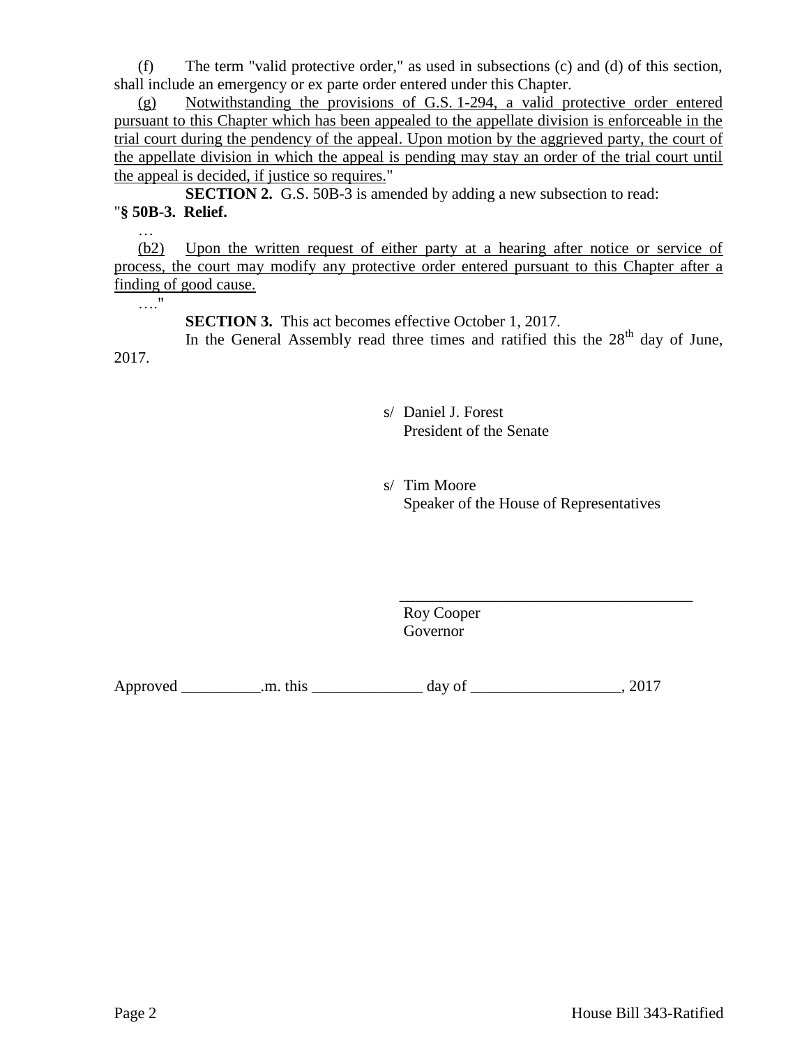(f) The term "valid protective order," as used in subsections (c) and (d) of this section, shall include an emergency or ex parte order entered under this Chapter.

(g) Notwithstanding the provisions of G.S. 1-294, a valid protective order entered pursuant to this Chapter which has been appealed to the appellate division is enforceable in the trial court during the pendency of the appeal. Upon motion by the aggrieved party, the court of the appellate division in which the appeal is pending may stay an order of the trial court until the appeal is decided, if justice so requires."

**SECTION 2.** G.S. 50B-3 is amended by adding a new subsection to read:

"**§ 50B-3. Relief.**

…

(b2) Upon the written request of either party at a hearing after notice or service of process, the court may modify any protective order entered pursuant to this Chapter after a finding of good cause.

…."

**SECTION 3.** This act becomes effective October 1, 2017.

In the General Assembly read three times and ratified this the 28th day of June, 2017.

s/ Daniel J. Forest
President of the Senate

s/ Tim Moore
Speaker of the House of Representatives

\_\_\_\_\_\_\_\_\_\_\_\_\_\_\_\_\_\_\_\_\_\_\_\_\_\_\_\_\_\_\_\_\_\_\_\_\_\_\_\_
Roy Cooper
Governor

Approved \_\_\_\_\_\_\_\_\_\_.m. this \_\_\_\_\_\_\_\_\_\_\_\_\_\_ day of \_\_\_\_\_\_\_\_\_\_\_\_\_\_\_\_\_\_\_, 2017